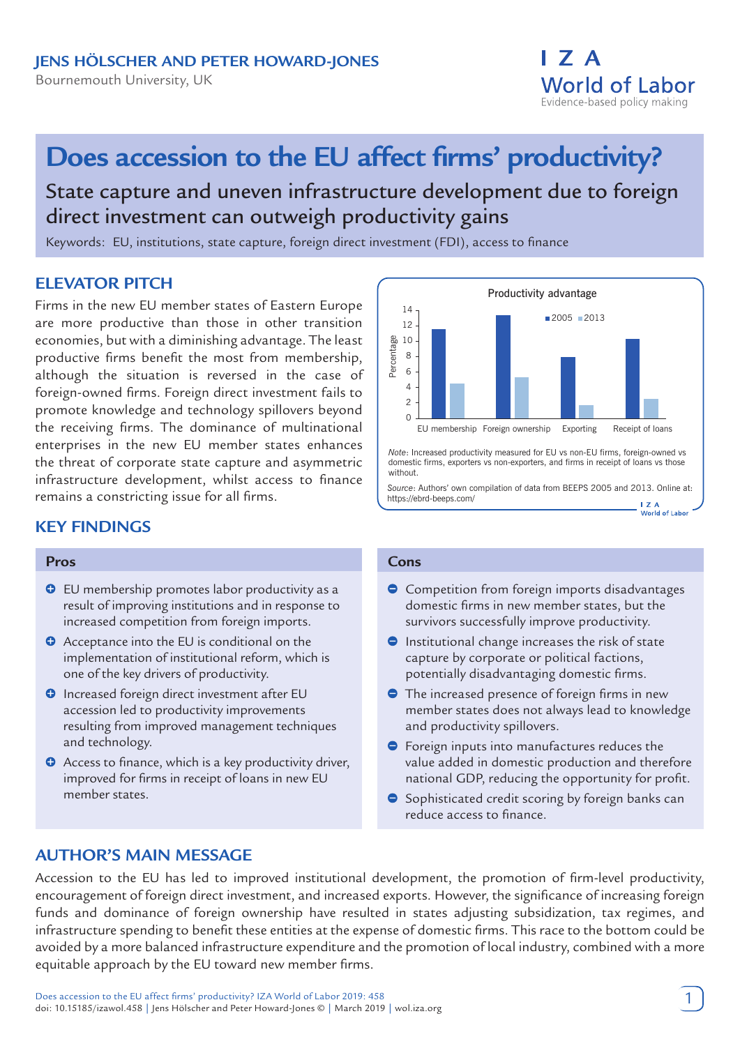JENS HÖLSCHER AND PETER HOWARD-JONES

Bournemouth University, UK

# Does accession to the EU affect firms' productivity?

## State capture and uneven infrastructure development due to foreign direct investment can outweigh productivity gains

Keywords: EU, institutions, state capture, foreign direct investment (FDI), access to finance

## ELEVATOR PITCH

Firms in the new EU member states of Eastern Europe are more productive than those in other transition economies, but with a diminishing advantage. The least productive firms benefit the most from membership, although the situation is reversed in the case of foreign-owned firms. Foreign direct investment fails to promote knowledge and technology spillovers beyond the receiving firms. The dominance of multinational enterprises in the new EU member states enhances the threat of corporate state capture and asymmetric infrastructure development, whilst access to finance remains a constricting issue for all firms.

Productivity advantage

| Percentage | 2005 | 2013 |
|---|---|---|
| EU membership | ~11.5 | ~4.5 |
| Foreign ownership | ~13.3 | ~5.3 |
| Exporting | ~7.9 | ~1.7 |
| Receipt of loans | ~10.2 | ~2.5 |

*Note*: Increased productivity measured for EU vs non-EU firms, foreign-owned vs domestic firms, exporters vs non-exporters, and firms in receipt of loans vs those without.

*Source*: Authors' own compilation of data from BEEPS 2005 and 2013. Online at: https://ebrd-beeps.com/

## KEY FINDINGS

### Pros

- EU membership promotes labor productivity as a result of improving institutions and in response to increased competition from foreign imports.
- Acceptance into the EU is conditional on the implementation of institutional reform, which is one of the key drivers of productivity.
- Increased foreign direct investment after EU accession led to productivity improvements resulting from improved management techniques and technology.
- Access to finance, which is a key productivity driver, improved for firms in receipt of loans in new EU member states.

### Cons

- Competition from foreign imports disadvantages domestic firms in new member states, but the survivors successfully improve productivity.
- Institutional change increases the risk of state capture by corporate or political factions, potentially disadvantaging domestic firms.
- The increased presence of foreign firms in new member states does not always lead to knowledge and productivity spillovers.
- Foreign inputs into manufactures reduces the value added in domestic production and therefore national GDP, reducing the opportunity for profit.
- Sophisticated credit scoring by foreign banks can reduce access to finance.

## AUTHOR'S MAIN MESSAGE

Accession to the EU has led to improved institutional development, the promotion of firm-level productivity, encouragement of foreign direct investment, and increased exports. However, the significance of increasing foreign funds and dominance of foreign ownership have resulted in states adjusting subsidization, tax regimes, and infrastructure spending to benefit these entities at the expense of domestic firms. This race to the bottom could be avoided by a more balanced infrastructure expenditure and the promotion of local industry, combined with a more equitable approach by the EU toward new member firms.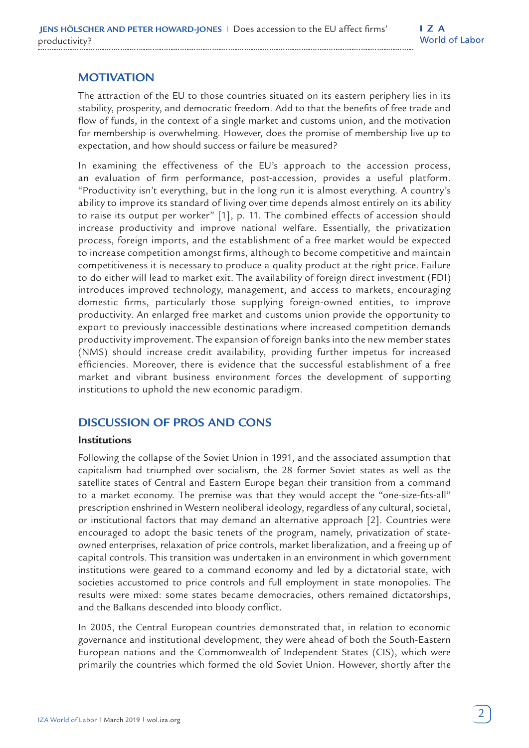## MOTIVATION

The attraction of the EU to those countries situated on its eastern periphery lies in its stability, prosperity, and democratic freedom. Add to that the benefits of free trade and flow of funds, in the context of a single market and customs union, and the motivation for membership is overwhelming. However, does the promise of membership live up to expectation, and how should success or failure be measured?

In examining the effectiveness of the EU's approach to the accession process, an evaluation of firm performance, post-accession, provides a useful platform. "Productivity isn't everything, but in the long run it is almost everything. A country's ability to improve its standard of living over time depends almost entirely on its ability to raise its output per worker" [1], p. 11. The combined effects of accession should increase productivity and improve national welfare. Essentially, the privatization process, foreign imports, and the establishment of a free market would be expected to increase competition amongst firms, although to become competitive and maintain competitiveness it is necessary to produce a quality product at the right price. Failure to do either will lead to market exit. The availability of foreign direct investment (FDI) introduces improved technology, management, and access to markets, encouraging domestic firms, particularly those supplying foreign-owned entities, to improve productivity. An enlarged free market and customs union provide the opportunity to export to previously inaccessible destinations where increased competition demands productivity improvement. The expansion of foreign banks into the new member states (NMS) should increase credit availability, providing further impetus for increased efficiencies. Moreover, there is evidence that the successful establishment of a free market and vibrant business environment forces the development of supporting institutions to uphold the new economic paradigm.

## DISCUSSION OF PROS AND CONS

### Institutions

Following the collapse of the Soviet Union in 1991, and the associated assumption that capitalism had triumphed over socialism, the 28 former Soviet states as well as the satellite states of Central and Eastern Europe began their transition from a command to a market economy. The premise was that they would accept the "one-size-fits-all" prescription enshrined in Western neoliberal ideology, regardless of any cultural, societal, or institutional factors that may demand an alternative approach [2]. Countries were encouraged to adopt the basic tenets of the program, namely, privatization of state-owned enterprises, relaxation of price controls, market liberalization, and a freeing up of capital controls. This transition was undertaken in an environment in which government institutions were geared to a command economy and led by a dictatorial state, with societies accustomed to price controls and full employment in state monopolies. The results were mixed: some states became democracies, others remained dictatorships, and the Balkans descended into bloody conflict.

In 2005, the Central European countries demonstrated that, in relation to economic governance and institutional development, they were ahead of both the South-Eastern European nations and the Commonwealth of Independent States (CIS), which were primarily the countries which formed the old Soviet Union. However, shortly after the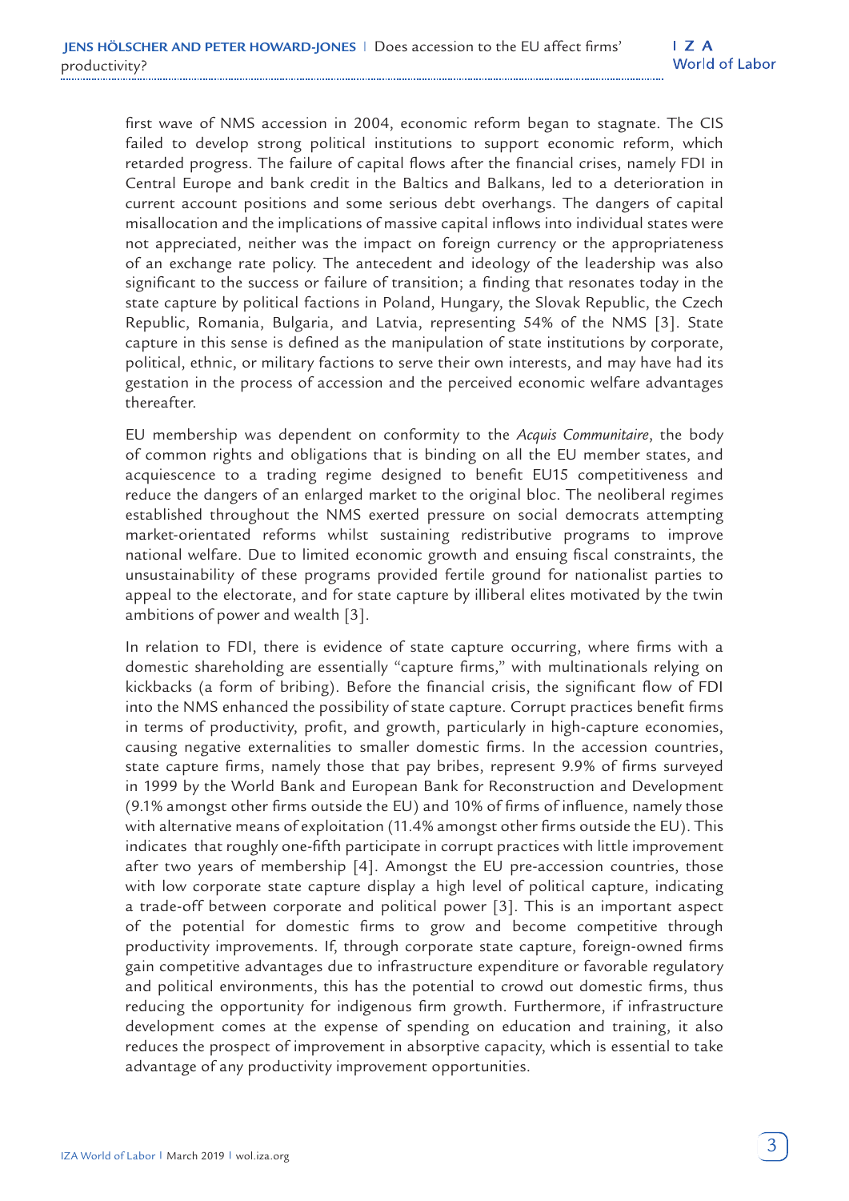first wave of NMS accession in 2004, economic reform began to stagnate. The CIS failed to develop strong political institutions to support economic reform, which retarded progress. The failure of capital flows after the financial crises, namely FDI in Central Europe and bank credit in the Baltics and Balkans, led to a deterioration in current account positions and some serious debt overhangs. The dangers of capital misallocation and the implications of massive capital inflows into individual states were not appreciated, neither was the impact on foreign currency or the appropriateness of an exchange rate policy. The antecedent and ideology of the leadership was also significant to the success or failure of transition; a finding that resonates today in the state capture by political factions in Poland, Hungary, the Slovak Republic, the Czech Republic, Romania, Bulgaria, and Latvia, representing 54% of the NMS [3]. State capture in this sense is defined as the manipulation of state institutions by corporate, political, ethnic, or military factions to serve their own interests, and may have had its gestation in the process of accession and the perceived economic welfare advantages thereafter.

EU membership was dependent on conformity to the *Acquis Communitaire*, the body of common rights and obligations that is binding on all the EU member states, and acquiescence to a trading regime designed to benefit EU15 competitiveness and reduce the dangers of an enlarged market to the original bloc. The neoliberal regimes established throughout the NMS exerted pressure on social democrats attempting market-orientated reforms whilst sustaining redistributive programs to improve national welfare. Due to limited economic growth and ensuing fiscal constraints, the unsustainability of these programs provided fertile ground for nationalist parties to appeal to the electorate, and for state capture by illiberal elites motivated by the twin ambitions of power and wealth [3].

In relation to FDI, there is evidence of state capture occurring, where firms with a domestic shareholding are essentially "capture firms," with multinationals relying on kickbacks (a form of bribing). Before the financial crisis, the significant flow of FDI into the NMS enhanced the possibility of state capture. Corrupt practices benefit firms in terms of productivity, profit, and growth, particularly in high-capture economies, causing negative externalities to smaller domestic firms. In the accession countries, state capture firms, namely those that pay bribes, represent 9.9% of firms surveyed in 1999 by the World Bank and European Bank for Reconstruction and Development (9.1% amongst other firms outside the EU) and 10% of firms of influence, namely those with alternative means of exploitation (11.4% amongst other firms outside the EU). This indicates that roughly one-fifth participate in corrupt practices with little improvement after two years of membership [4]. Amongst the EU pre-accession countries, those with low corporate state capture display a high level of political capture, indicating a trade-off between corporate and political power [3]. This is an important aspect of the potential for domestic firms to grow and become competitive through productivity improvements. If, through corporate state capture, foreign-owned firms gain competitive advantages due to infrastructure expenditure or favorable regulatory and political environments, this has the potential to crowd out domestic firms, thus reducing the opportunity for indigenous firm growth. Furthermore, if infrastructure development comes at the expense of spending on education and training, it also reduces the prospect of improvement in absorptive capacity, which is essential to take advantage of any productivity improvement opportunities.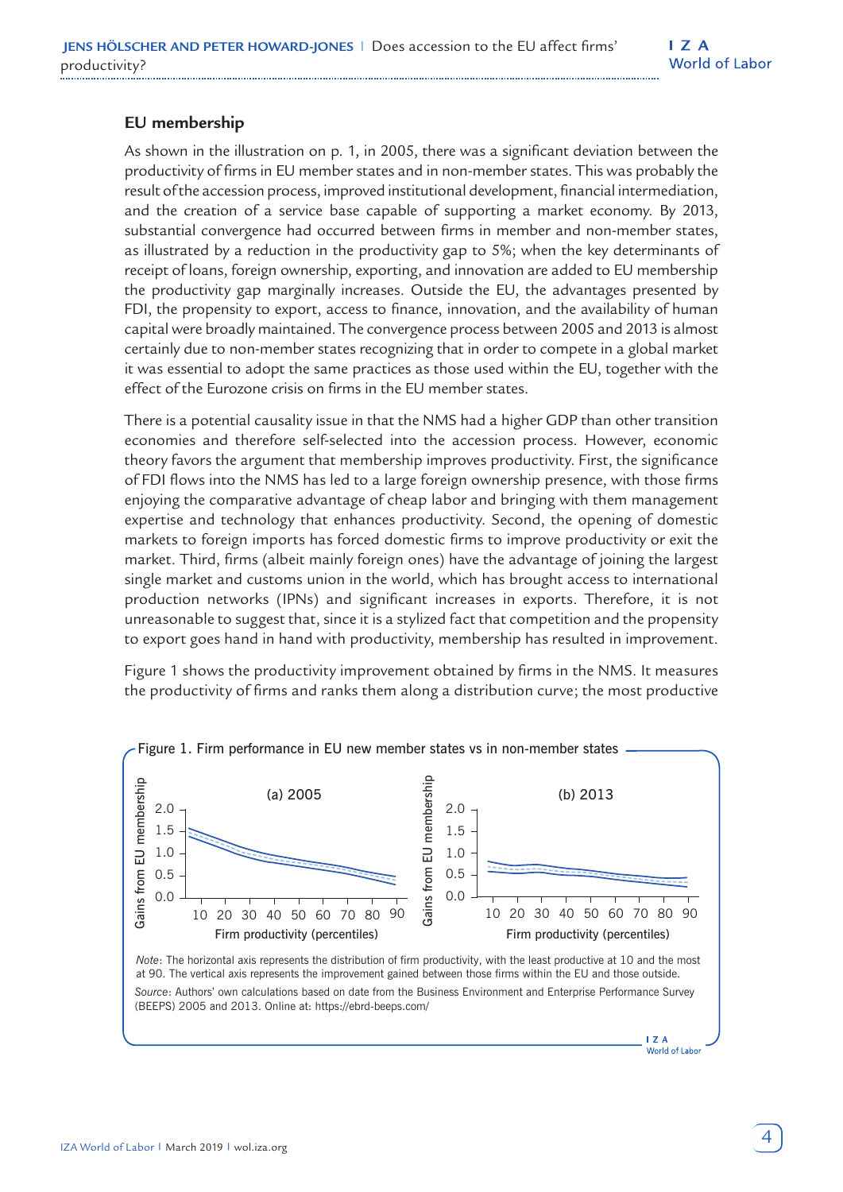## EU membership

As shown in the illustration on p. 1, in 2005, there was a significant deviation between the productivity of firms in EU member states and in non-member states. This was probably the result of the accession process, improved institutional development, financial intermediation, and the creation of a service base capable of supporting a market economy. By 2013, substantial convergence had occurred between firms in member and non-member states, as illustrated by a reduction in the productivity gap to 5%; when the key determinants of receipt of loans, foreign ownership, exporting, and innovation are added to EU membership the productivity gap marginally increases. Outside the EU, the advantages presented by FDI, the propensity to export, access to finance, innovation, and the availability of human capital were broadly maintained. The convergence process between 2005 and 2013 is almost certainly due to non-member states recognizing that in order to compete in a global market it was essential to adopt the same practices as those used within the EU, together with the effect of the Eurozone crisis on firms in the EU member states.

There is a potential causality issue in that the NMS had a higher GDP than other transition economies and therefore self-selected into the accession process. However, economic theory favors the argument that membership improves productivity. First, the significance of FDI flows into the NMS has led to a large foreign ownership presence, with those firms enjoying the comparative advantage of cheap labor and bringing with them management expertise and technology that enhances productivity. Second, the opening of domestic markets to foreign imports has forced domestic firms to improve productivity or exit the market. Third, firms (albeit mainly foreign ones) have the advantage of joining the largest single market and customs union in the world, which has brought access to international production networks (IPNs) and significant increases in exports. Therefore, it is not unreasonable to suggest that, since it is a stylized fact that competition and the propensity to export goes hand in hand with productivity, membership has resulted in improvement.

Figure 1 shows the productivity improvement obtained by firms in the NMS. It measures the productivity of firms and ranks them along a distribution curve; the most productive

Figure 1. Firm performance in EU new member states vs in non-member states

*Note*: The horizontal axis represents the distribution of firm productivity, with the least productive at 10 and the most at 90. The vertical axis represents the improvement gained between those firms within the EU and those outside.

*Source*: Authors' own calculations based on date from the Business Environment and Enterprise Performance Survey (BEEPS) 2005 and 2013. Online at: https://ebrd-beeps.com/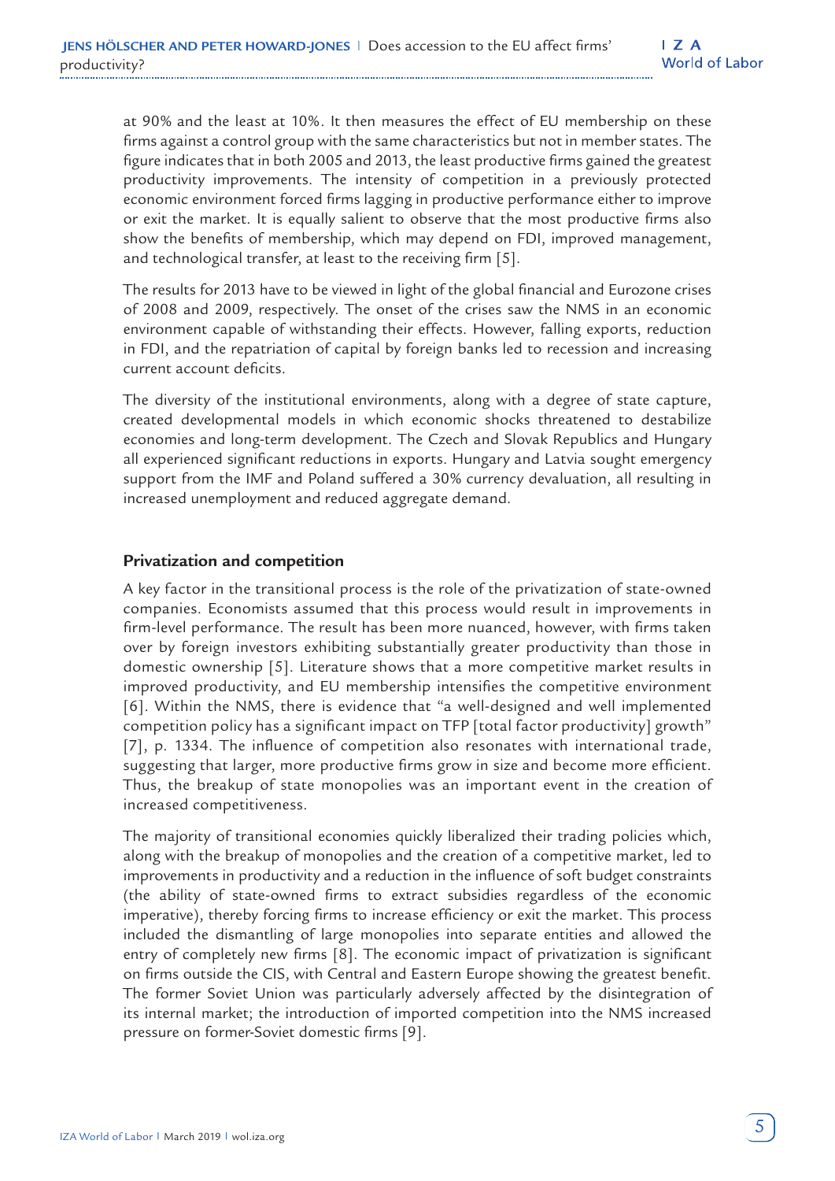at 90% and the least at 10%. It then measures the effect of EU membership on these firms against a control group with the same characteristics but not in member states. The figure indicates that in both 2005 and 2013, the least productive firms gained the greatest productivity improvements. The intensity of competition in a previously protected economic environment forced firms lagging in productive performance either to improve or exit the market. It is equally salient to observe that the most productive firms also show the benefits of membership, which may depend on FDI, improved management, and technological transfer, at least to the receiving firm [5].

The results for 2013 have to be viewed in light of the global financial and Eurozone crises of 2008 and 2009, respectively. The onset of the crises saw the NMS in an economic environment capable of withstanding their effects. However, falling exports, reduction in FDI, and the repatriation of capital by foreign banks led to recession and increasing current account deficits.

The diversity of the institutional environments, along with a degree of state capture, created developmental models in which economic shocks threatened to destabilize economies and long-term development. The Czech and Slovak Republics and Hungary all experienced significant reductions in exports. Hungary and Latvia sought emergency support from the IMF and Poland suffered a 30% currency devaluation, all resulting in increased unemployment and reduced aggregate demand.

## Privatization and competition

A key factor in the transitional process is the role of the privatization of state-owned companies. Economists assumed that this process would result in improvements in firm-level performance. The result has been more nuanced, however, with firms taken over by foreign investors exhibiting substantially greater productivity than those in domestic ownership [5]. Literature shows that a more competitive market results in improved productivity, and EU membership intensifies the competitive environment [6]. Within the NMS, there is evidence that "a well-designed and well implemented competition policy has a significant impact on TFP [total factor productivity] growth" [7], p. 1334. The influence of competition also resonates with international trade, suggesting that larger, more productive firms grow in size and become more efficient. Thus, the breakup of state monopolies was an important event in the creation of increased competitiveness.

The majority of transitional economies quickly liberalized their trading policies which, along with the breakup of monopolies and the creation of a competitive market, led to improvements in productivity and a reduction in the influence of soft budget constraints (the ability of state-owned firms to extract subsidies regardless of the economic imperative), thereby forcing firms to increase efficiency or exit the market. This process included the dismantling of large monopolies into separate entities and allowed the entry of completely new firms [8]. The economic impact of privatization is significant on firms outside the CIS, with Central and Eastern Europe showing the greatest benefit. The former Soviet Union was particularly adversely affected by the disintegration of its internal market; the introduction of imported competition into the NMS increased pressure on former-Soviet domestic firms [9].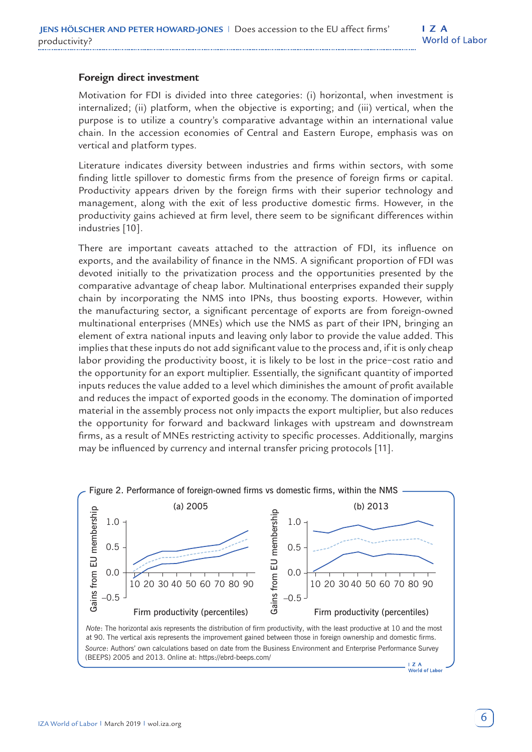### Foreign direct investment

Motivation for FDI is divided into three categories: (i) horizontal, when investment is internalized; (ii) platform, when the objective is exporting; and (iii) vertical, when the purpose is to utilize a country's comparative advantage within an international value chain. In the accession economies of Central and Eastern Europe, emphasis was on vertical and platform types.

Literature indicates diversity between industries and firms within sectors, with some finding little spillover to domestic firms from the presence of foreign firms or capital. Productivity appears driven by the foreign firms with their superior technology and management, along with the exit of less productive domestic firms. However, in the productivity gains achieved at firm level, there seem to be significant differences within industries [10].

There are important caveats attached to the attraction of FDI, its influence on exports, and the availability of finance in the NMS. A significant proportion of FDI was devoted initially to the privatization process and the opportunities presented by the comparative advantage of cheap labor. Multinational enterprises expanded their supply chain by incorporating the NMS into IPNs, thus boosting exports. However, within the manufacturing sector, a significant percentage of exports are from foreign-owned multinational enterprises (MNEs) which use the NMS as part of their IPN, bringing an element of extra national inputs and leaving only labor to provide the value added. This implies that these inputs do not add significant value to the process and, if it is only cheap labor providing the productivity boost, it is likely to be lost in the price–cost ratio and the opportunity for an export multiplier. Essentially, the significant quantity of imported inputs reduces the value added to a level which diminishes the amount of profit available and reduces the impact of exported goods in the economy. The domination of imported material in the assembly process not only impacts the export multiplier, but also reduces the opportunity for forward and backward linkages with upstream and downstream firms, as a result of MNEs restricting activity to specific processes. Additionally, margins may be influenced by currency and internal transfer pricing protocols [11].

Figure 2. Performance of foreign-owned firms vs domestic firms, within the NMS

(a) 2005 (b) 2013

*Note*: The horizontal axis represents the distribution of firm productivity, with the least productive at 10 and the most at 90. The vertical axis represents the improvement gained between those in foreign ownership and domestic firms.

*Source*: Authors' own calculations based on date from the Business Environment and Enterprise Performance Survey (BEEPS) 2005 and 2013. Online at: https://ebrd-beeps.com/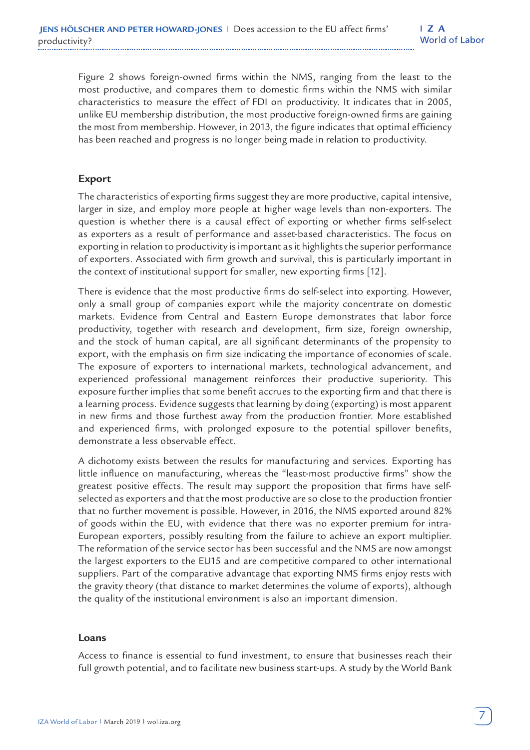Figure 2 shows foreign-owned firms within the NMS, ranging from the least to the most productive, and compares them to domestic firms within the NMS with similar characteristics to measure the effect of FDI on productivity. It indicates that in 2005, unlike EU membership distribution, the most productive foreign-owned firms are gaining the most from membership. However, in 2013, the figure indicates that optimal efficiency has been reached and progress is no longer being made in relation to productivity.

## Export

The characteristics of exporting firms suggest they are more productive, capital intensive, larger in size, and employ more people at higher wage levels than non-exporters. The question is whether there is a causal effect of exporting or whether firms self-select as exporters as a result of performance and asset-based characteristics. The focus on exporting in relation to productivity is important as it highlights the superior performance of exporters. Associated with firm growth and survival, this is particularly important in the context of institutional support for smaller, new exporting firms [12].

There is evidence that the most productive firms do self-select into exporting. However, only a small group of companies export while the majority concentrate on domestic markets. Evidence from Central and Eastern Europe demonstrates that labor force productivity, together with research and development, firm size, foreign ownership, and the stock of human capital, are all significant determinants of the propensity to export, with the emphasis on firm size indicating the importance of economies of scale. The exposure of exporters to international markets, technological advancement, and experienced professional management reinforces their productive superiority. This exposure further implies that some benefit accrues to the exporting firm and that there is a learning process. Evidence suggests that learning by doing (exporting) is most apparent in new firms and those furthest away from the production frontier. More established and experienced firms, with prolonged exposure to the potential spillover benefits, demonstrate a less observable effect.

A dichotomy exists between the results for manufacturing and services. Exporting has little influence on manufacturing, whereas the "least-most productive firms" show the greatest positive effects. The result may support the proposition that firms have self-selected as exporters and that the most productive are so close to the production frontier that no further movement is possible. However, in 2016, the NMS exported around 82% of goods within the EU, with evidence that there was no exporter premium for intra-European exporters, possibly resulting from the failure to achieve an export multiplier. The reformation of the service sector has been successful and the NMS are now amongst the largest exporters to the EU15 and are competitive compared to other international suppliers. Part of the comparative advantage that exporting NMS firms enjoy rests with the gravity theory (that distance to market determines the volume of exports), although the quality of the institutional environment is also an important dimension.

## Loans

Access to finance is essential to fund investment, to ensure that businesses reach their full growth potential, and to facilitate new business start-ups. A study by the World Bank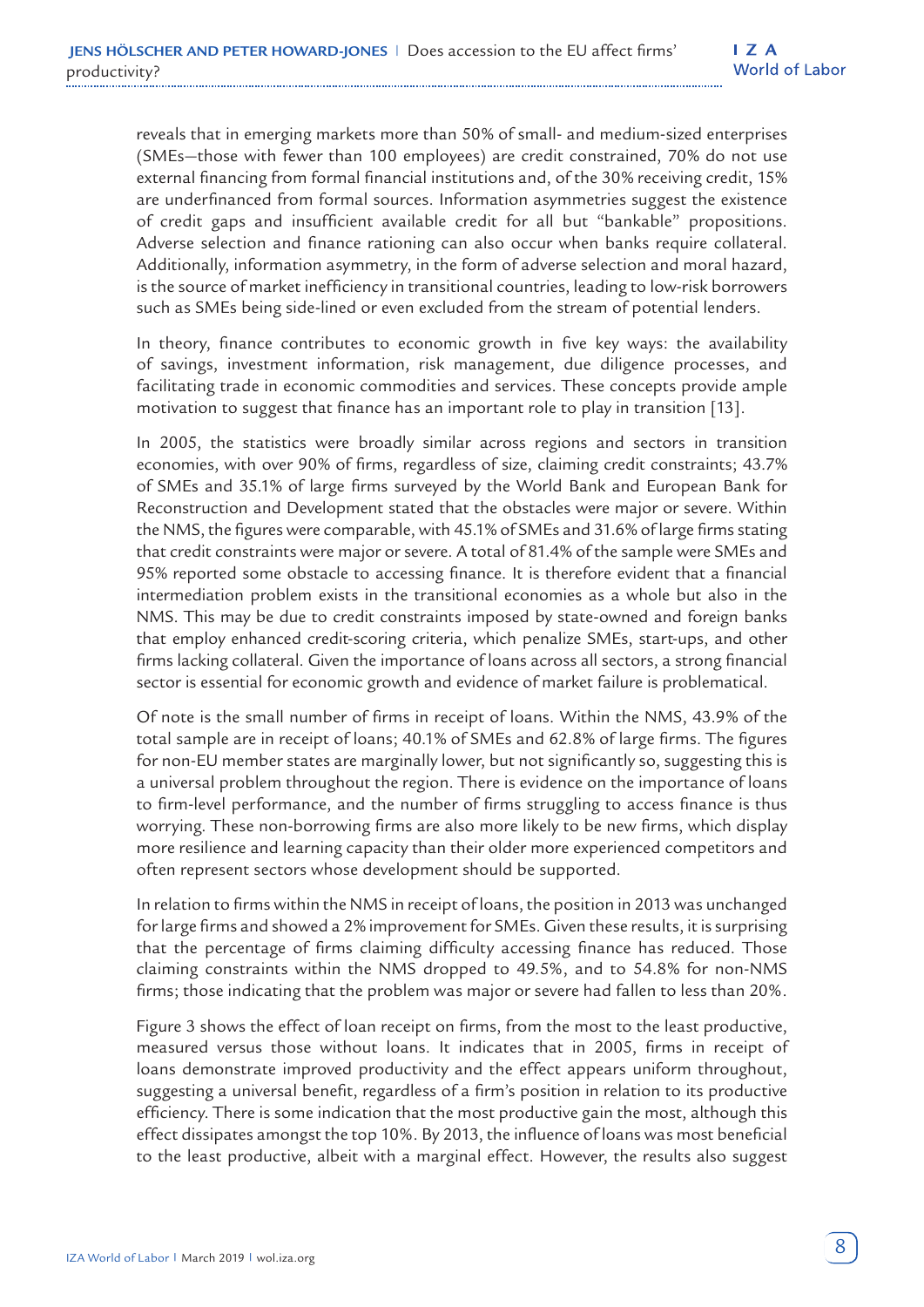reveals that in emerging markets more than 50% of small- and medium-sized enterprises (SMEs—those with fewer than 100 employees) are credit constrained, 70% do not use external financing from formal financial institutions and, of the 30% receiving credit, 15% are underfinanced from formal sources. Information asymmetries suggest the existence of credit gaps and insufficient available credit for all but "bankable" propositions. Adverse selection and finance rationing can also occur when banks require collateral. Additionally, information asymmetry, in the form of adverse selection and moral hazard, is the source of market inefficiency in transitional countries, leading to low-risk borrowers such as SMEs being side-lined or even excluded from the stream of potential lenders.

In theory, finance contributes to economic growth in five key ways: the availability of savings, investment information, risk management, due diligence processes, and facilitating trade in economic commodities and services. These concepts provide ample motivation to suggest that finance has an important role to play in transition [13].

In 2005, the statistics were broadly similar across regions and sectors in transition economies, with over 90% of firms, regardless of size, claiming credit constraints; 43.7% of SMEs and 35.1% of large firms surveyed by the World Bank and European Bank for Reconstruction and Development stated that the obstacles were major or severe. Within the NMS, the figures were comparable, with 45.1% of SMEs and 31.6% of large firms stating that credit constraints were major or severe. A total of 81.4% of the sample were SMEs and 95% reported some obstacle to accessing finance. It is therefore evident that a financial intermediation problem exists in the transitional economies as a whole but also in the NMS. This may be due to credit constraints imposed by state-owned and foreign banks that employ enhanced credit-scoring criteria, which penalize SMEs, start-ups, and other firms lacking collateral. Given the importance of loans across all sectors, a strong financial sector is essential for economic growth and evidence of market failure is problematical.

Of note is the small number of firms in receipt of loans. Within the NMS, 43.9% of the total sample are in receipt of loans; 40.1% of SMEs and 62.8% of large firms. The figures for non-EU member states are marginally lower, but not significantly so, suggesting this is a universal problem throughout the region. There is evidence on the importance of loans to firm-level performance, and the number of firms struggling to access finance is thus worrying. These non-borrowing firms are also more likely to be new firms, which display more resilience and learning capacity than their older more experienced competitors and often represent sectors whose development should be supported.

In relation to firms within the NMS in receipt of loans, the position in 2013 was unchanged for large firms and showed a 2% improvement for SMEs. Given these results, it is surprising that the percentage of firms claiming difficulty accessing finance has reduced. Those claiming constraints within the NMS dropped to 49.5%, and to 54.8% for non-NMS firms; those indicating that the problem was major or severe had fallen to less than 20%.

Figure 3 shows the effect of loan receipt on firms, from the most to the least productive, measured versus those without loans. It indicates that in 2005, firms in receipt of loans demonstrate improved productivity and the effect appears uniform throughout, suggesting a universal benefit, regardless of a firm's position in relation to its productive efficiency. There is some indication that the most productive gain the most, although this effect dissipates amongst the top 10%. By 2013, the influence of loans was most beneficial to the least productive, albeit with a marginal effect. However, the results also suggest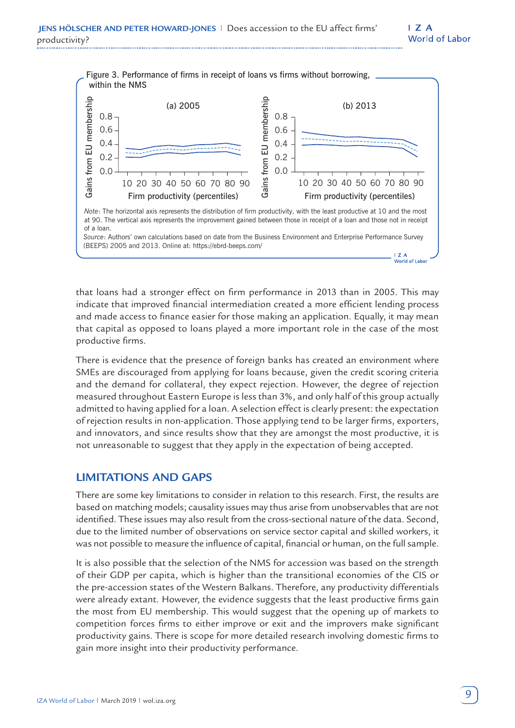Figure 3. Performance of firms in receipt of loans vs firms without borrowing, within the NMS

*Note*: The horizontal axis represents the distribution of firm productivity, with the least productive at 10 and the most at 90. The vertical axis represents the improvement gained between those in receipt of a loan and those not in receipt of a loan.

*Source*: Authors' own calculations based on date from the Business Environment and Enterprise Performance Survey (BEEPS) 2005 and 2013. Online at: https://ebrd-beeps.com/

that loans had a stronger effect on firm performance in 2013 than in 2005. This may indicate that improved financial intermediation created a more efficient lending process and made access to finance easier for those making an application. Equally, it may mean that capital as opposed to loans played a more important role in the case of the most productive firms.

There is evidence that the presence of foreign banks has created an environment where SMEs are discouraged from applying for loans because, given the credit scoring criteria and the demand for collateral, they expect rejection. However, the degree of rejection measured throughout Eastern Europe is less than 3%, and only half of this group actually admitted to having applied for a loan. A selection effect is clearly present: the expectation of rejection results in non-application. Those applying tend to be larger firms, exporters, and innovators, and since results show that they are amongst the most productive, it is not unreasonable to suggest that they apply in the expectation of being accepted.

## LIMITATIONS AND GAPS

There are some key limitations to consider in relation to this research. First, the results are based on matching models; causality issues may thus arise from unobservables that are not identified. These issues may also result from the cross-sectional nature of the data. Second, due to the limited number of observations on service sector capital and skilled workers, it was not possible to measure the influence of capital, financial or human, on the full sample.

It is also possible that the selection of the NMS for accession was based on the strength of their GDP per capita, which is higher than the transitional economies of the CIS or the pre-accession states of the Western Balkans. Therefore, any productivity differentials were already extant. However, the evidence suggests that the least productive firms gain the most from EU membership. This would suggest that the opening up of markets to competition forces firms to either improve or exit and the improvers make significant productivity gains. There is scope for more detailed research involving domestic firms to gain more insight into their productivity performance.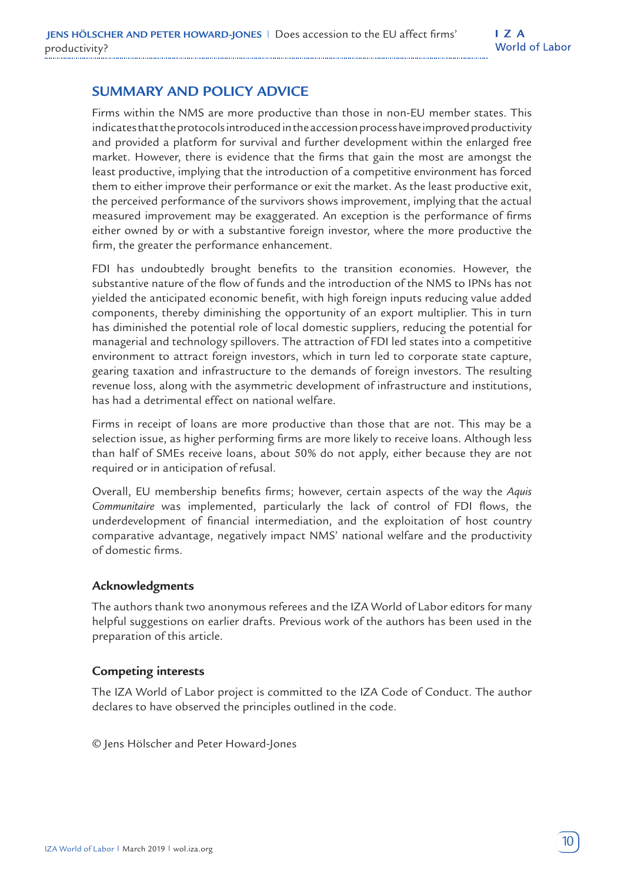## SUMMARY AND POLICY ADVICE

Firms within the NMS are more productive than those in non-EU member states. This indicates that the protocols introduced in the accession process have improved productivity and provided a platform for survival and further development within the enlarged free market. However, there is evidence that the firms that gain the most are amongst the least productive, implying that the introduction of a competitive environment has forced them to either improve their performance or exit the market. As the least productive exit, the perceived performance of the survivors shows improvement, implying that the actual measured improvement may be exaggerated. An exception is the performance of firms either owned by or with a substantive foreign investor, where the more productive the firm, the greater the performance enhancement.

FDI has undoubtedly brought benefits to the transition economies. However, the substantive nature of the flow of funds and the introduction of the NMS to IPNs has not yielded the anticipated economic benefit, with high foreign inputs reducing value added components, thereby diminishing the opportunity of an export multiplier. This in turn has diminished the potential role of local domestic suppliers, reducing the potential for managerial and technology spillovers. The attraction of FDI led states into a competitive environment to attract foreign investors, which in turn led to corporate state capture, gearing taxation and infrastructure to the demands of foreign investors. The resulting revenue loss, along with the asymmetric development of infrastructure and institutions, has had a detrimental effect on national welfare.

Firms in receipt of loans are more productive than those that are not. This may be a selection issue, as higher performing firms are more likely to receive loans. Although less than half of SMEs receive loans, about 50% do not apply, either because they are not required or in anticipation of refusal.

Overall, EU membership benefits firms; however, certain aspects of the way the *Aquis Communitaire* was implemented, particularly the lack of control of FDI flows, the underdevelopment of financial intermediation, and the exploitation of host country comparative advantage, negatively impact NMS' national welfare and the productivity of domestic firms.

### Acknowledgments

The authors thank two anonymous referees and the IZA World of Labor editors for many helpful suggestions on earlier drafts. Previous work of the authors has been used in the preparation of this article.

### Competing interests

The IZA World of Labor project is committed to the IZA Code of Conduct. The author declares to have observed the principles outlined in the code.

© Jens Hölscher and Peter Howard-Jones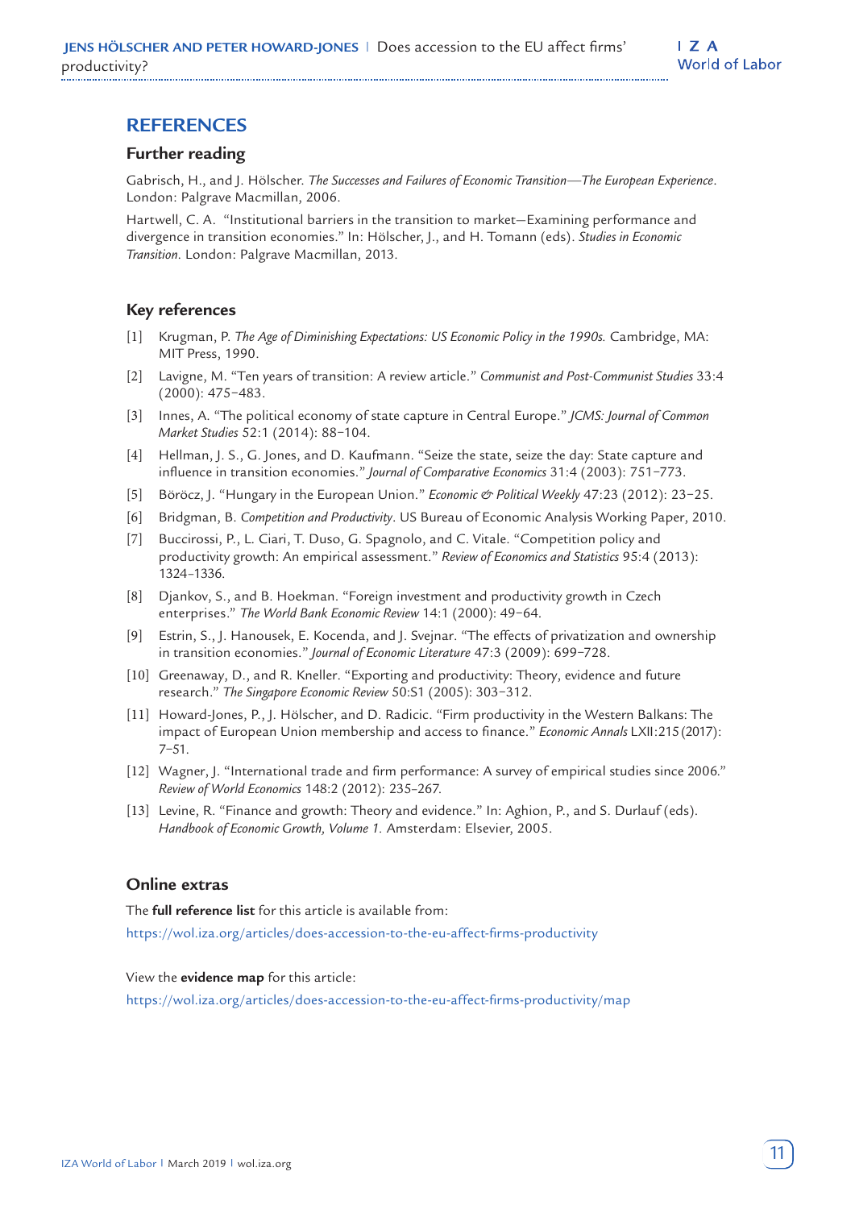## REFERENCES

### Further reading

Gabrisch, H., and J. Hölscher. *The Successes and Failures of Economic Transition—The European Experience*. London: Palgrave Macmillan, 2006.

Hartwell, C. A. "Institutional barriers in the transition to market—Examining performance and divergence in transition economies." In: Hölscher, J., and H. Tomann (eds). *Studies in Economic Transition*. London: Palgrave Macmillan, 2013.

### Key references

[1] Krugman, P. *The Age of Diminishing Expectations: US Economic Policy in the 1990s.* Cambridge, MA: MIT Press, 1990.

[2] Lavigne, M. "Ten years of transition: A review article." *Communist and Post-Communist Studies* 33:4 (2000): 475–483.

[3] Innes, A. "The political economy of state capture in Central Europe." *JCMS: Journal of Common Market Studies* 52:1 (2014): 88–104.

[4] Hellman, J. S., G. Jones, and D. Kaufmann. "Seize the state, seize the day: State capture and influence in transition economies." *Journal of Comparative Economics* 31:4 (2003): 751–773.

[5] Böröcz, J. "Hungary in the European Union." *Economic & Political Weekly* 47:23 (2012): 23–25.

[6] Bridgman, B. *Competition and Productivity*. US Bureau of Economic Analysis Working Paper, 2010.

[7] Buccirossi, P., L. Ciari, T. Duso, G. Spagnolo, and C. Vitale. "Competition policy and productivity growth: An empirical assessment." *Review of Economics and Statistics* 95:4 (2013): 1324–1336.

[8] Djankov, S., and B. Hoekman. "Foreign investment and productivity growth in Czech enterprises." *The World Bank Economic Review* 14:1 (2000): 49–64.

[9] Estrin, S., J. Hanousek, E. Kocenda, and J. Svejnar. "The effects of privatization and ownership in transition economies." *Journal of Economic Literature* 47:3 (2009): 699–728.

[10] Greenaway, D., and R. Kneller. "Exporting and productivity: Theory, evidence and future research." *The Singapore Economic Review* 50:S1 (2005): 303–312.

[11] Howard-Jones, P., J. Hölscher, and D. Radicic. "Firm productivity in the Western Balkans: The impact of European Union membership and access to finance." *Economic Annals* LXII:215 (2017): 7–51.

[12] Wagner, J. "International trade and firm performance: A survey of empirical studies since 2006." *Review of World Economics* 148:2 (2012): 235–267.

[13] Levine, R. "Finance and growth: Theory and evidence." In: Aghion, P., and S. Durlauf (eds). *Handbook of Economic Growth, Volume 1.* Amsterdam: Elsevier, 2005.

### Online extras

The **full reference list** for this article is available from:

https://wol.iza.org/articles/does-accession-to-the-eu-affect-firms-productivity

View the **evidence map** for this article:

https://wol.iza.org/articles/does-accession-to-the-eu-affect-firms-productivity/map